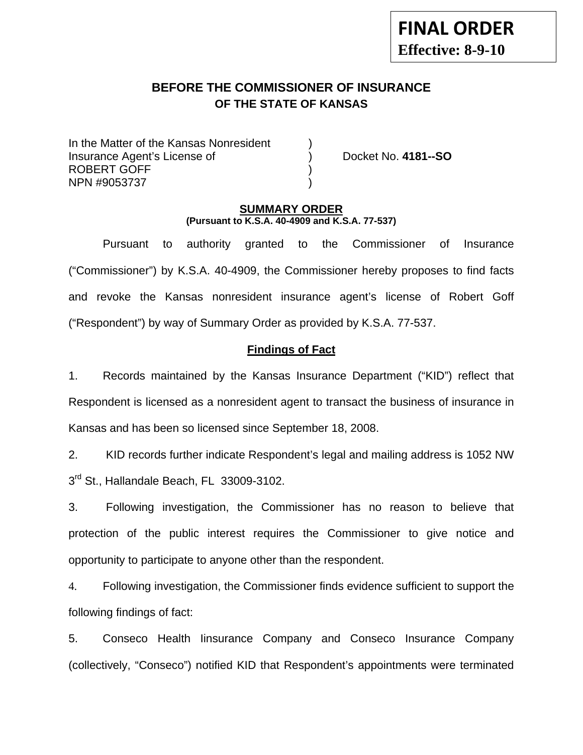**FINAL ORDER**
**Effective: 8-9-10**

# BEFORE THE COMMISSIONER OF INSURANCE
## OF THE STATE OF KANSAS

In the Matter of the Kansas Nonresident )
Insurance Agent's License of ) Docket No. **4181--SO**
ROBERT GOFF )
NPN #9053737 )

**SUMMARY ORDER**
**(Pursuant to K.S.A. 40-4909 and K.S.A. 77-537)**

Pursuant to authority granted to the Commissioner of Insurance ("Commissioner") by K.S.A. 40-4909, the Commissioner hereby proposes to find facts and revoke the Kansas nonresident insurance agent's license of Robert Goff ("Respondent") by way of Summary Order as provided by K.S.A. 77-537.

**Findings of Fact**

1. Records maintained by the Kansas Insurance Department ("KID") reflect that Respondent is licensed as a nonresident agent to transact the business of insurance in Kansas and has been so licensed since September 18, 2008.

2. KID records further indicate Respondent's legal and mailing address is 1052 NW 3rd St., Hallandale Beach, FL 33009-3102.

3. Following investigation, the Commissioner has no reason to believe that protection of the public interest requires the Commissioner to give notice and opportunity to participate to anyone other than the respondent.

4. Following investigation, the Commissioner finds evidence sufficient to support the following findings of fact:

5. Conseco Health Iinsurance Company and Conseco Insurance Company (collectively, "Conseco") notified KID that Respondent's appointments were terminated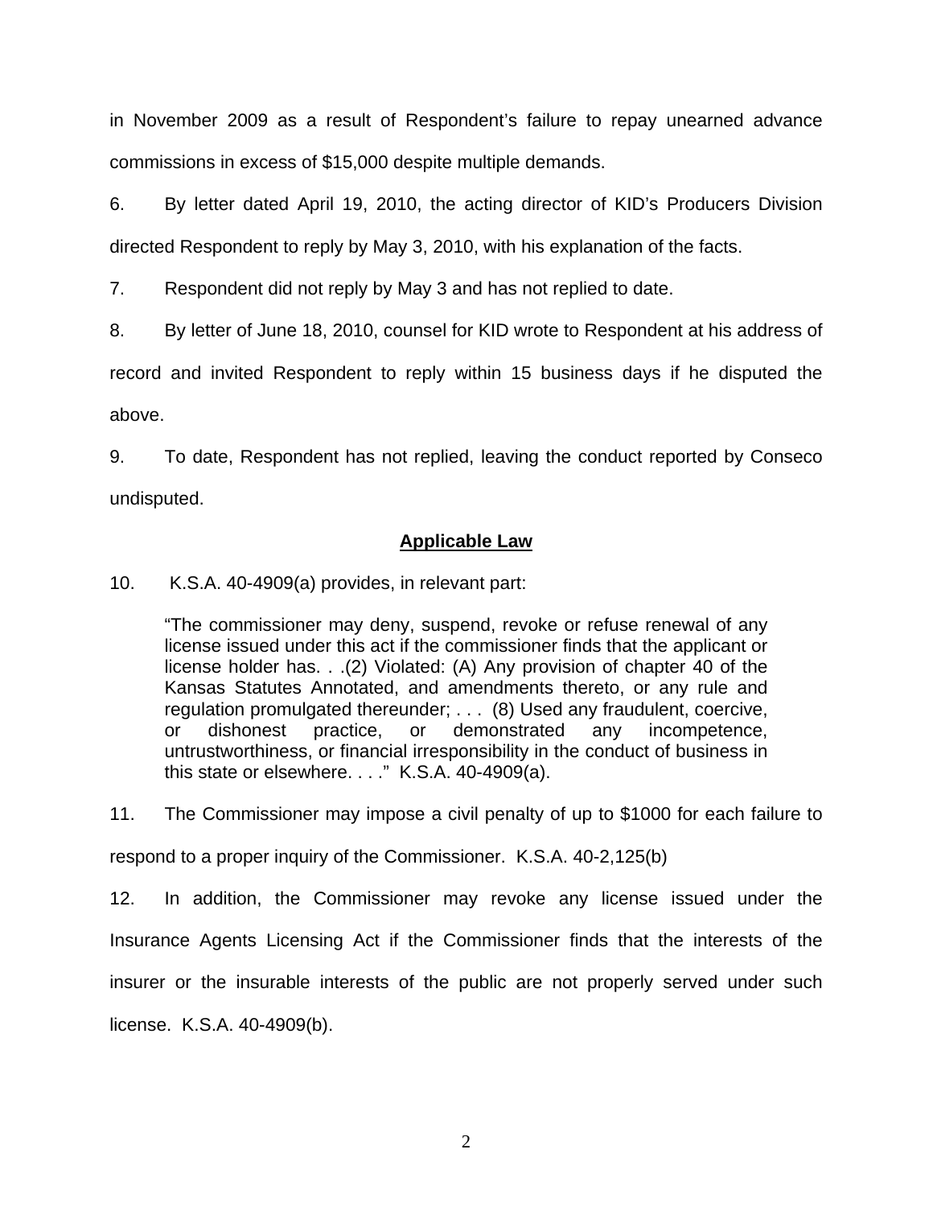in November 2009 as a result of Respondent's failure to repay unearned advance commissions in excess of $15,000 despite multiple demands.

6. By letter dated April 19, 2010, the acting director of KID's Producers Division directed Respondent to reply by May 3, 2010, with his explanation of the facts.

7. Respondent did not reply by May 3 and has not replied to date.

8. By letter of June 18, 2010, counsel for KID wrote to Respondent at his address of record and invited Respondent to reply within 15 business days if he disputed the above.

9. To date, Respondent has not replied, leaving the conduct reported by Conseco undisputed.

## Applicable Law

10. K.S.A. 40-4909(a) provides, in relevant part:

> "The commissioner may deny, suspend, revoke or refuse renewal of any license issued under this act if the commissioner finds that the applicant or license holder has. . .(2) Violated: (A) Any provision of chapter 40 of the Kansas Statutes Annotated, and amendments thereto, or any rule and regulation promulgated thereunder; . . . (8) Used any fraudulent, coercive, or dishonest practice, or demonstrated any incompetence, untrustworthiness, or financial irresponsibility in the conduct of business in this state or elsewhere. . . ." K.S.A. 40-4909(a).

11. The Commissioner may impose a civil penalty of up to $1000 for each failure to respond to a proper inquiry of the Commissioner. K.S.A. 40-2,125(b)

12. In addition, the Commissioner may revoke any license issued under the Insurance Agents Licensing Act if the Commissioner finds that the interests of the insurer or the insurable interests of the public are not properly served under such license. K.S.A. 40-4909(b).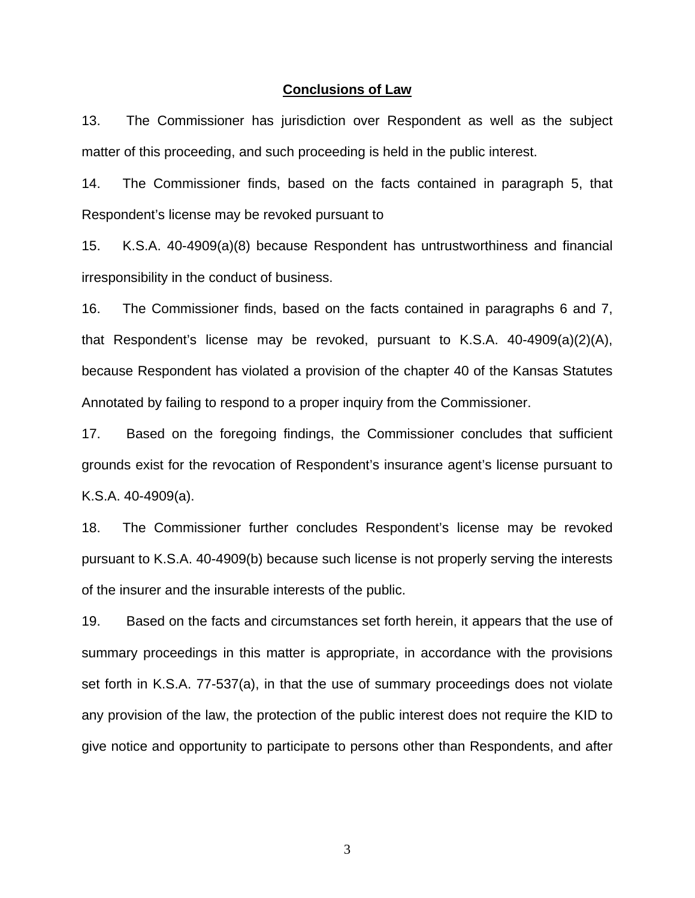## Conclusions of Law

13. The Commissioner has jurisdiction over Respondent as well as the subject matter of this proceeding, and such proceeding is held in the public interest.

14. The Commissioner finds, based on the facts contained in paragraph 5, that Respondent's license may be revoked pursuant to

15. K.S.A. 40-4909(a)(8) because Respondent has untrustworthiness and financial irresponsibility in the conduct of business.

16. The Commissioner finds, based on the facts contained in paragraphs 6 and 7, that Respondent's license may be revoked, pursuant to K.S.A. 40-4909(a)(2)(A), because Respondent has violated a provision of the chapter 40 of the Kansas Statutes Annotated by failing to respond to a proper inquiry from the Commissioner.

17. Based on the foregoing findings, the Commissioner concludes that sufficient grounds exist for the revocation of Respondent's insurance agent's license pursuant to K.S.A. 40-4909(a).

18. The Commissioner further concludes Respondent's license may be revoked pursuant to K.S.A. 40-4909(b) because such license is not properly serving the interests of the insurer and the insurable interests of the public.

19. Based on the facts and circumstances set forth herein, it appears that the use of summary proceedings in this matter is appropriate, in accordance with the provisions set forth in K.S.A. 77-537(a), in that the use of summary proceedings does not violate any provision of the law, the protection of the public interest does not require the KID to give notice and opportunity to participate to persons other than Respondents, and after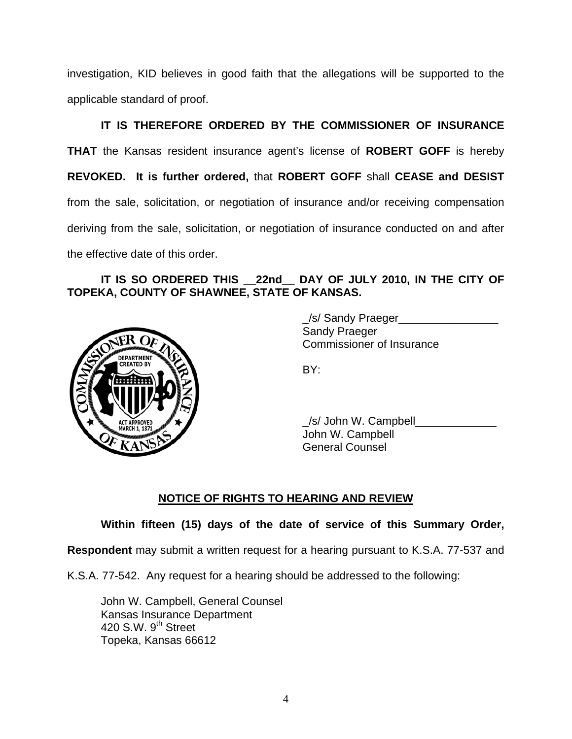investigation, KID believes in good faith that the allegations will be supported to the applicable standard of proof.

**IT IS THEREFORE ORDERED BY THE COMMISSIONER OF INSURANCE THAT** the Kansas resident insurance agent's license of **ROBERT GOFF** is hereby **REVOKED. It is further ordered,** that **ROBERT GOFF** shall **CEASE and DESIST** from the sale, solicitation, or negotiation of insurance and/or receiving compensation deriving from the sale, solicitation, or negotiation of insurance conducted on and after the effective date of this order.

**IT IS SO ORDERED THIS __22nd__ DAY OF JULY 2010, IN THE CITY OF TOPEKA, COUNTY OF SHAWNEE, STATE OF KANSAS.**

_/s/ Sandy Praeger________________
Sandy Praeger
Commissioner of Insurance

BY:

_/s/ John W. Campbell_____________
John W. Campbell
General Counsel

## NOTICE OF RIGHTS TO HEARING AND REVIEW

**Within fifteen (15) days of the date of service of this Summary Order, Respondent** may submit a written request for a hearing pursuant to K.S.A. 77-537 and K.S.A. 77-542. Any request for a hearing should be addressed to the following:

John W. Campbell, General Counsel
Kansas Insurance Department
420 S.W. 9th Street
Topeka, Kansas 66612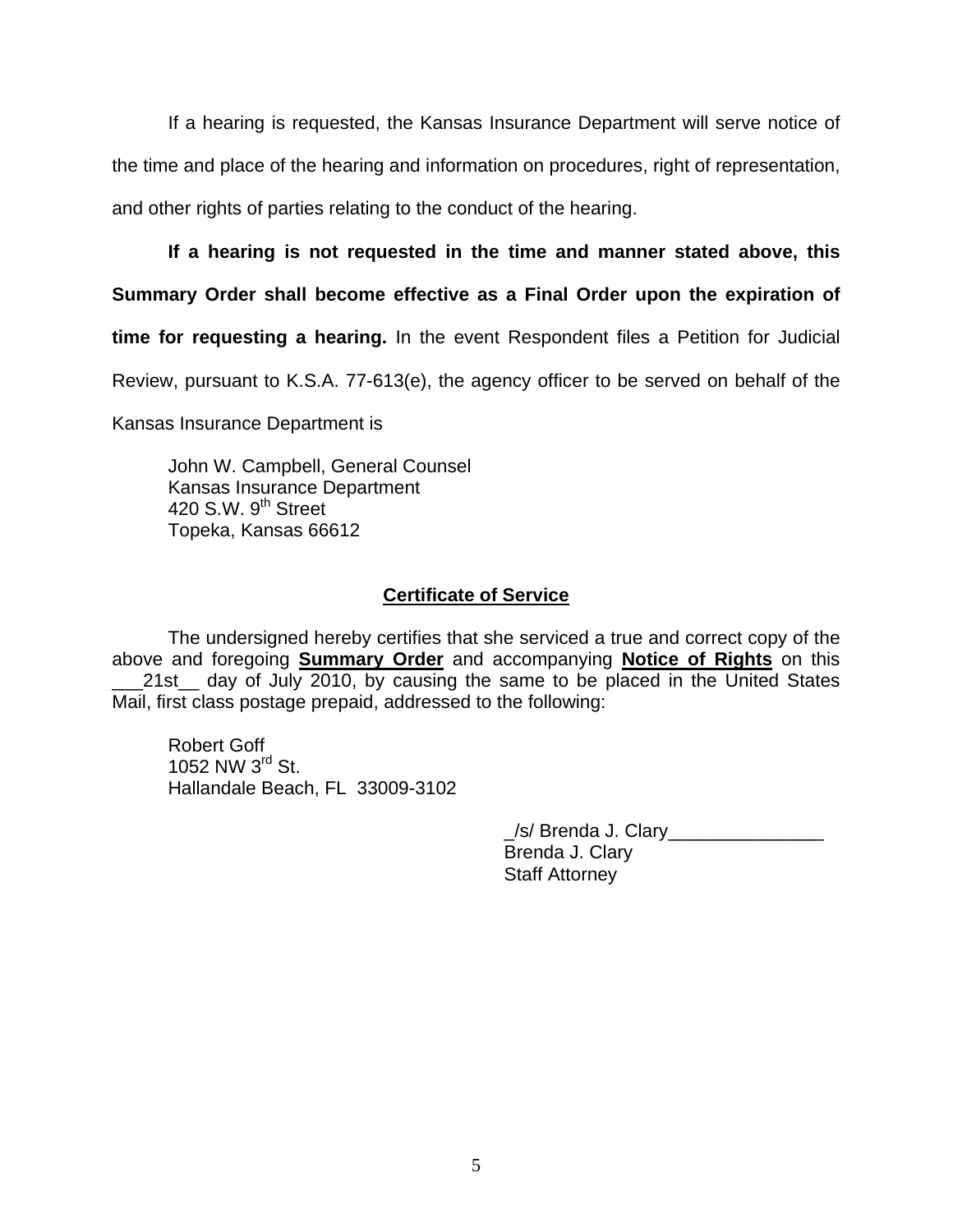If a hearing is requested, the Kansas Insurance Department will serve notice of the time and place of the hearing and information on procedures, right of representation, and other rights of parties relating to the conduct of the hearing.

**If a hearing is not requested in the time and manner stated above, this Summary Order shall become effective as a Final Order upon the expiration of time for requesting a hearing.** In the event Respondent files a Petition for Judicial Review, pursuant to K.S.A. 77-613(e), the agency officer to be served on behalf of the Kansas Insurance Department is

John W. Campbell, General Counsel
Kansas Insurance Department
420 S.W. 9th Street
Topeka, Kansas 66612

## Certificate of Service

The undersigned hereby certifies that she serviced a true and correct copy of the above and foregoing **Summary Order** and accompanying **Notice of Rights** on this ___21st__ day of July 2010, by causing the same to be placed in the United States Mail, first class postage prepaid, addressed to the following:

Robert Goff
1052 NW 3rd St.
Hallandale Beach, FL 33009-3102

_/s/ Brenda J. Clary_______________
Brenda J. Clary
Staff Attorney